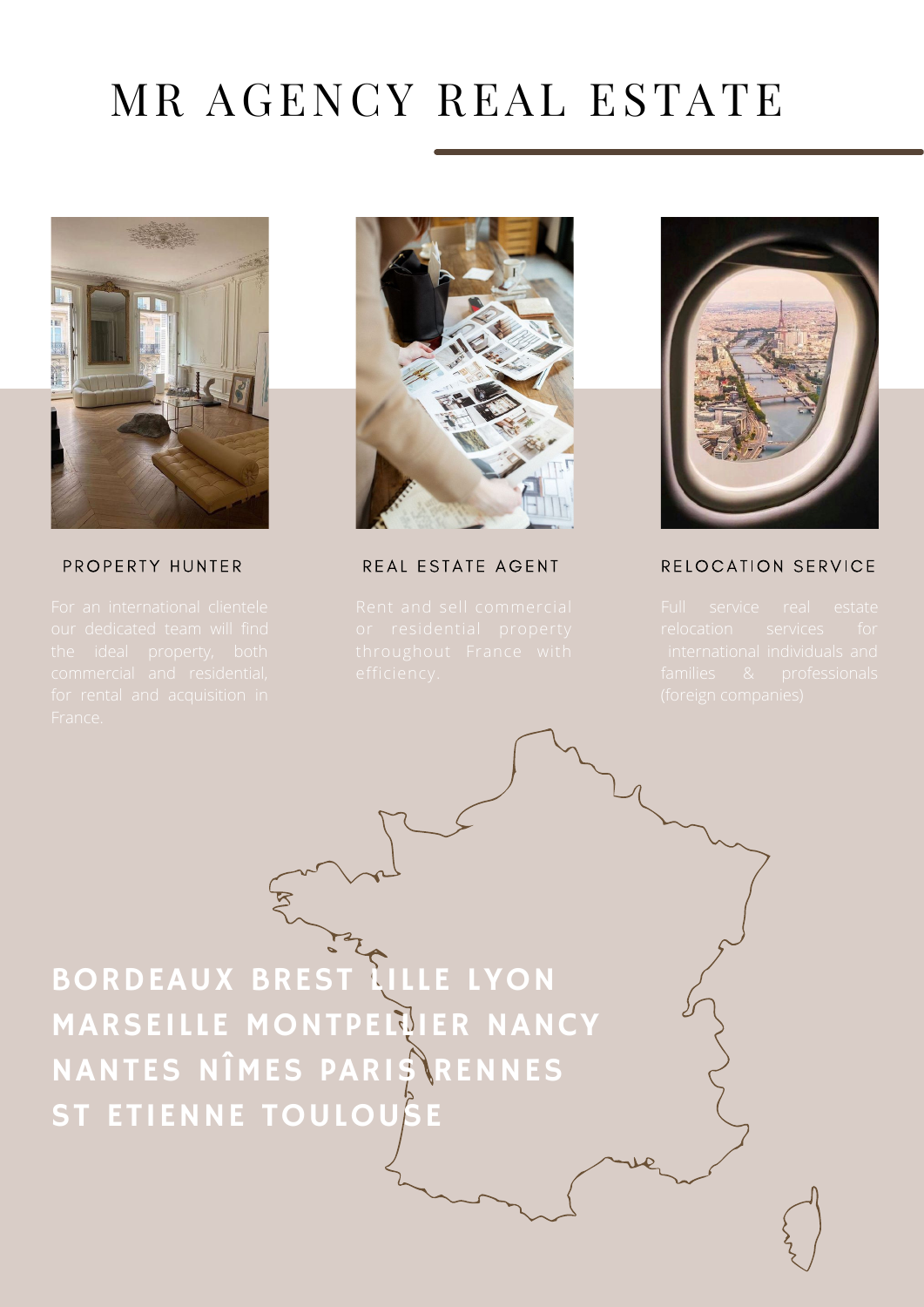# MR AGENCY REAL ESTATE

### PROPERTY HUNTER

For an international clientele our dedicated team will find the ideal property, both commercial and residential, for rental and acquisition in France.

### REAL ESTATE AGENT

Rent and sell commercial or residential property throughout France with efficiency.

### RELOCATION SERVICE

Full service real estate relocation services for international individuals and families & professionals (foreign companies)

**BORDEAUX BREST LILLE LYON MARSEILLE MONTPELLIER NANCY NANTES NÎMES PARIS RENNES ST ETIENNE TOULOUSE**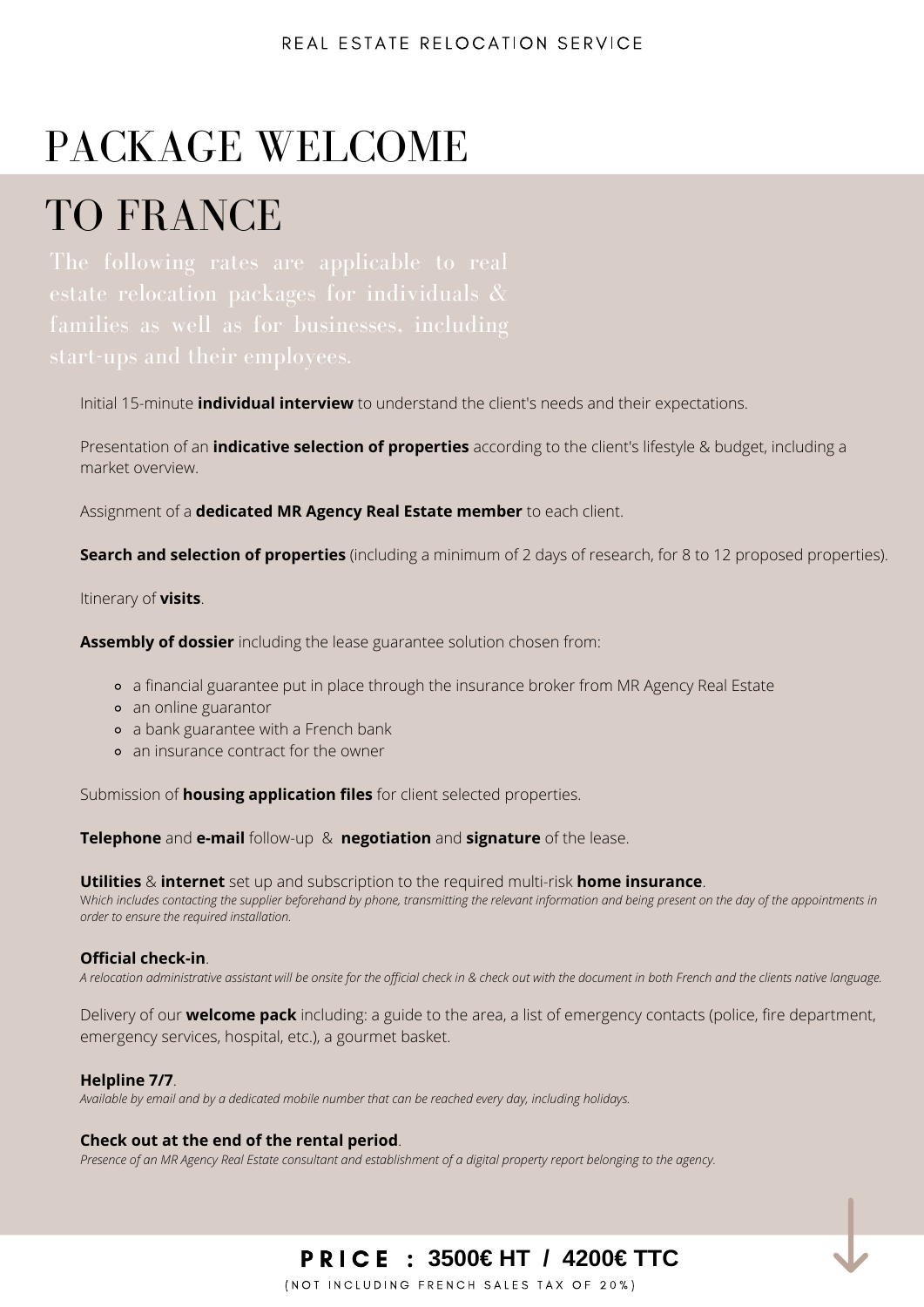REAL ESTATE RELOCATION SERVICE

# PACKAGE WELCOME TO FRANCE

The following rates are applicable to real estate relocation packages for individuals & families as well as for businesses, including start-ups and their employees.

Initial 15-minute **individual interview** to understand the client's needs and their expectations.

Presentation of an **indicative selection of properties** according to the client's lifestyle & budget, including a market overview.

Assignment of a **dedicated MR Agency Real Estate member** to each client.

**Search and selection of properties** (including a minimum of 2 days of research, for 8 to 12 proposed properties).

Itinerary of **visits**.

**Assembly of dossier** including the lease guarantee solution chosen from:

- a financial guarantee put in place through the insurance broker from MR Agency Real Estate
- an online guarantor
- a bank guarantee with a French bank
- an insurance contract for the owner

Submission of **housing application files** for client selected properties.

**Telephone** and **e-mail** follow-up & **negotiation** and **signature** of the lease.

**Utilities** & **internet** set up and subscription to the required multi-risk **home insurance**.
*Which includes contacting the supplier beforehand by phone, transmitting the relevant information and being present on the day of the appointments in order to ensure the required installation.*

**Official check-in**.
*A relocation administrative assistant will be onsite for the official check in & check out with the document in both French and the clients native language.*

Delivery of our **welcome pack** including: a guide to the area, a list of emergency contacts (police, fire department, emergency services, hospital, etc.), a gourmet basket.

**Helpline 7/7**.
*Available by email and by a dedicated mobile number that can be reached every day, including holidays.*

**Check out at the end of the rental period**.
*Presence of an MR Agency Real Estate consultant and establishment of a digital property report belonging to the agency.*

**PRICE : 3500€ HT / 4200€ TTC**

(NOT INCLUDING FRENCH SALES TAX OF 20%)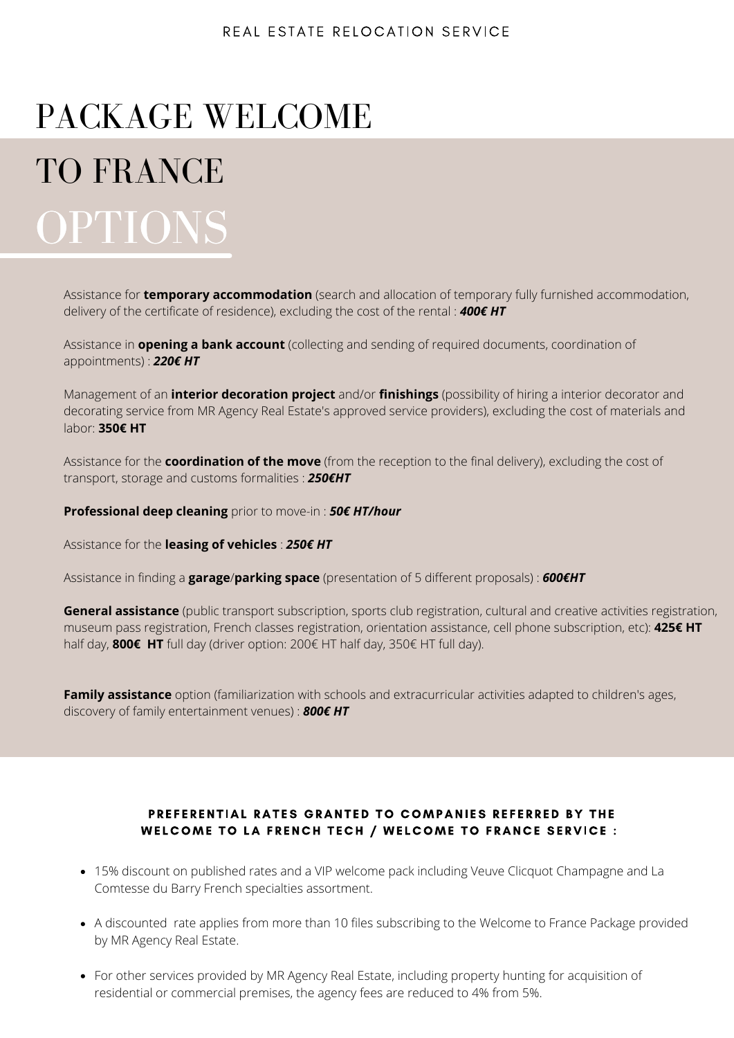REAL ESTATE RELOCATION SERVICE

# PACKAGE WELCOME TO FRANCE

## OPTIONS

Assistance for **temporary accommodation** (search and allocation of temporary fully furnished accommodation, delivery of the certificate of residence), excluding the cost of the rental : ***400€ HT***

Assistance in **opening a bank account** (collecting and sending of required documents, coordination of appointments) : ***220€ HT***

Management of an **interior decoration project** and/or **finishings** (possibility of hiring a interior decorator and decorating service from MR Agency Real Estate's approved service providers), excluding the cost of materials and labor: **350€ HT**

Assistance for the **coordination of the move** (from the reception to the final delivery), excluding the cost of transport, storage and customs formalities : ***250€HT***

**Professional deep cleaning** prior to move-in : ***50€ HT/hour***

Assistance for the **leasing of vehicles** : ***250€ HT***

Assistance in finding a **garage**/**parking space** (presentation of 5 different proposals) : ***600€HT***

**General assistance** (public transport subscription, sports club registration, cultural and creative activities registration, museum pass registration, French classes registration, orientation assistance, cell phone subscription, etc): **425€ HT** half day, **800€ HT** full day (driver option: 200€ HT half day, 350€ HT full day).

**Family assistance** option (familiarization with schools and extracurricular activities adapted to children's ages, discovery of family entertainment venues) : ***800€ HT***

### PREFERENTIAL RATES GRANTED TO COMPANIES REFERRED BY THE WELCOME TO LA FRENCH TECH / WELCOME TO FRANCE SERVICE :

- 15% discount on published rates and a VIP welcome pack including Veuve Clicquot Champagne and La Comtesse du Barry French specialties assortment.
- A discounted rate applies from more than 10 files subscribing to the Welcome to France Package provided by MR Agency Real Estate.
- For other services provided by MR Agency Real Estate, including property hunting for acquisition of residential or commercial premises, the agency fees are reduced to 4% from 5%.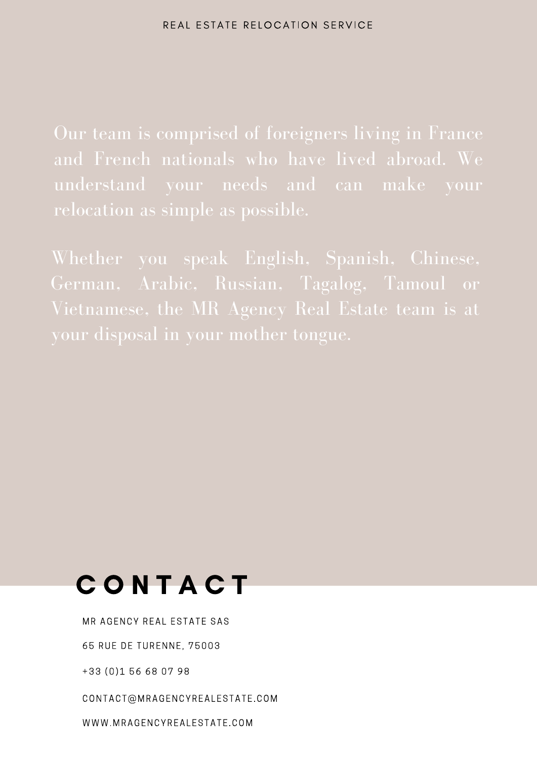Our team is comprised of foreigners living in France and French nationals who have lived abroad. We understand your needs and can make your relocation as simple as possible.

Whether you speak English, Spanish, Chinese, German, Arabic, Russian, Tagalog, Tamoul or Vietnamese, the MR Agency Real Estate team is at your disposal in your mother tongue.

# CONTACT

MR AGENCY REAL ESTATE SAS

65 RUE DE TURENNE, 75003

+33 (0)1 56 68 07 98

CONTACT@MRAGENCYREALESTATE.COM

WWW.MRAGENCYREALESTATE.COM